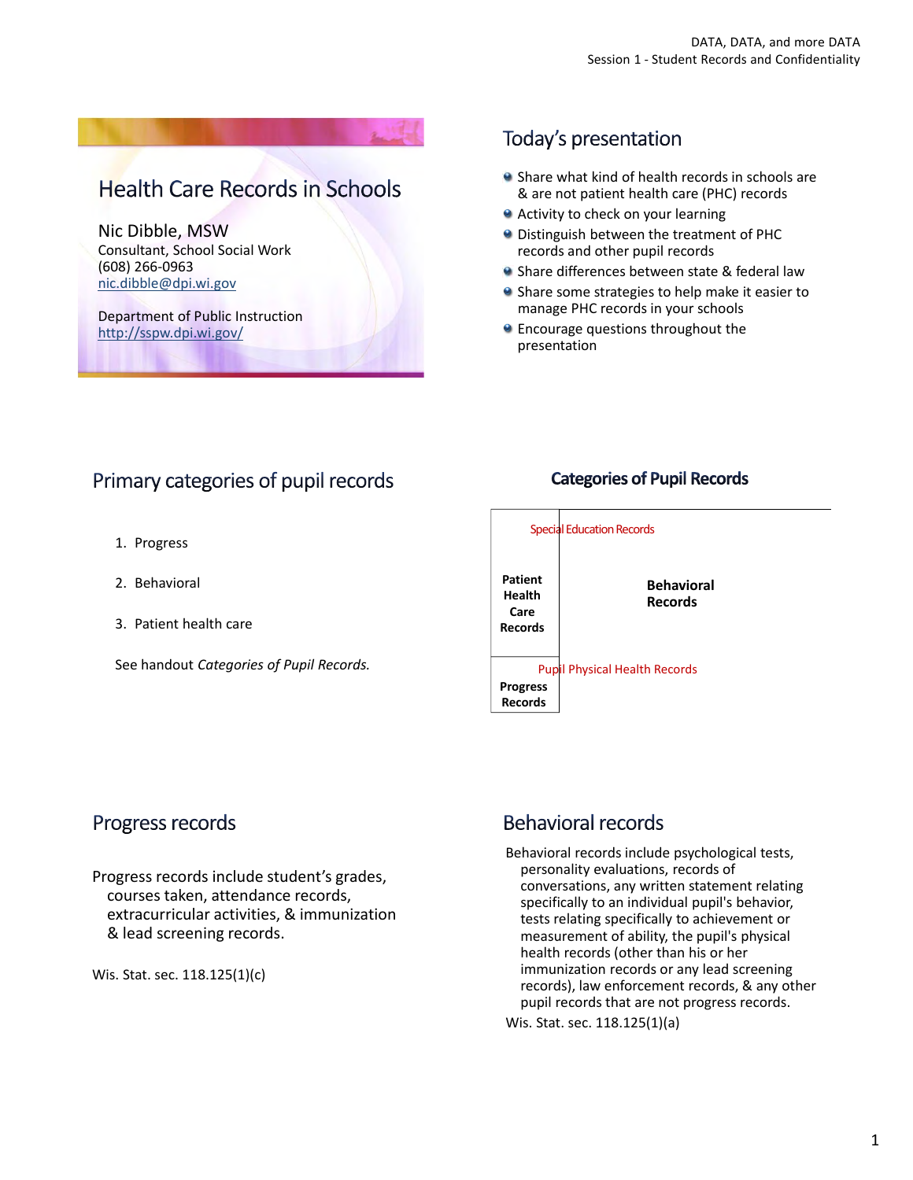# Health Care Records in Schools

Nic Dibble, MSW
Consultant, School Social Work
(608) 266-0963
nic.dibble@dpi.wi.gov

Department of Public Instruction
http://sspw.dpi.wi.gov/

## Today's presentation

- Share what kind of health records in schools are & are not patient health care (PHC) records
- Activity to check on your learning
- Distinguish between the treatment of PHC records and other pupil records
- Share differences between state & federal law
- Share some strategies to help make it easier to manage PHC records in your schools
- Encourage questions throughout the presentation

## Primary categories of pupil records

1. Progress
2. Behavioral
3. Patient health care

See handout *Categories of Pupil Records.*

## Categories of Pupil Records

Special Education Records

Patient Health Care Records

Behavioral Records

Pupil Physical Health Records

Progress Records

## Progress records

Progress records include student's grades, courses taken, attendance records, extracurricular activities, & immunization & lead screening records.

Wis. Stat. sec. 118.125(1)(c)

## Behavioral records

Behavioral records include psychological tests, personality evaluations, records of conversations, any written statement relating specifically to an individual pupil's behavior, tests relating specifically to achievement or measurement of ability, the pupil's physical health records (other than his or her immunization records or any lead screening records), law enforcement records, & any other pupil records that are not progress records.

Wis. Stat. sec. 118.125(1)(a)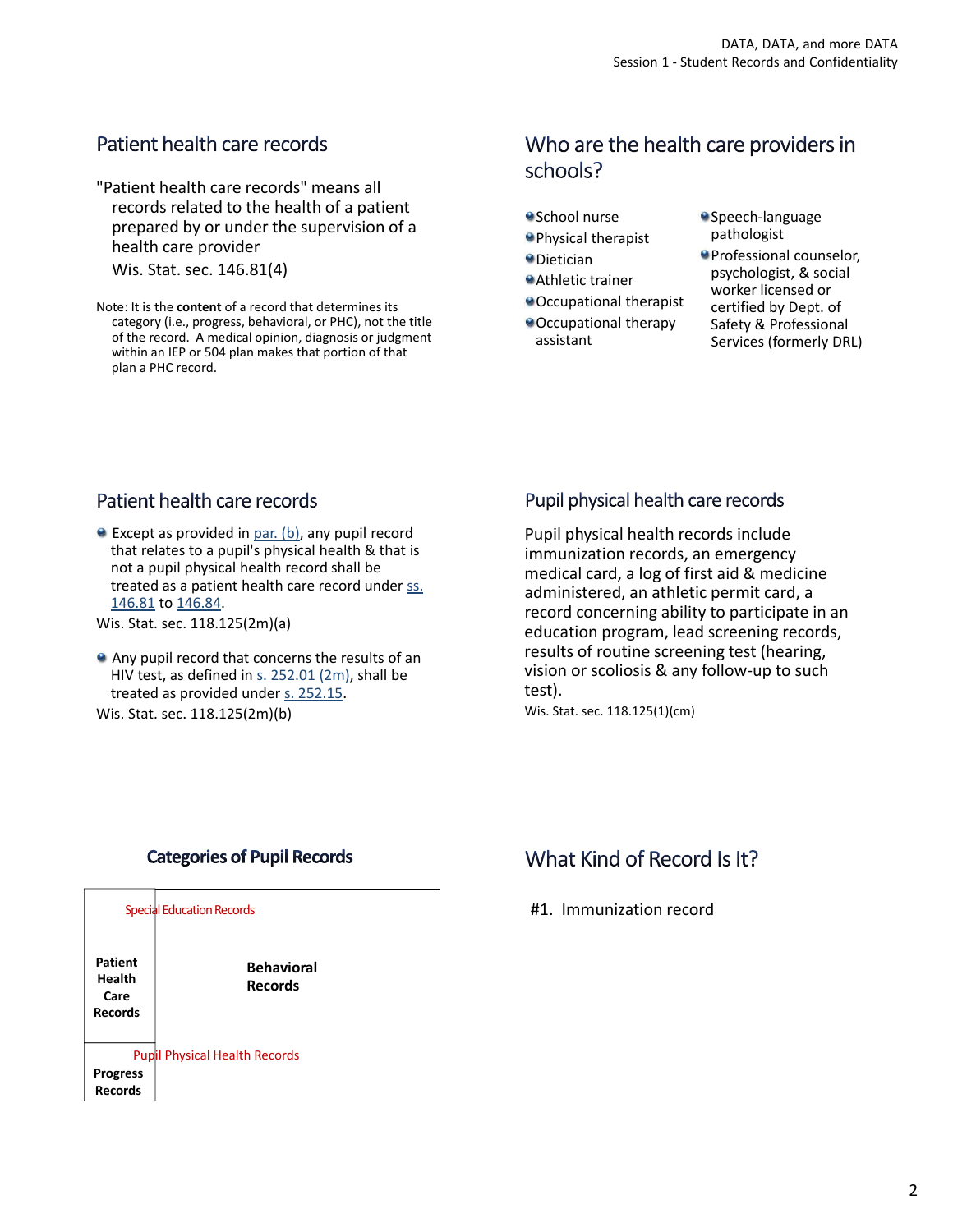## Patient health care records

"Patient health care records" means all records related to the health of a patient prepared by or under the supervision of a health care provider

Wis. Stat. sec. 146.81(4)

Note: It is the **content** of a record that determines its category (i.e., progress, behavioral, or PHC), not the title of the record. A medical opinion, diagnosis or judgment within an IEP or 504 plan makes that portion of that plan a PHC record.

## Who are the health care providers in schools?

- School nurse
- Physical therapist
- Dietician
- Athletic trainer
- Occupational therapist
- Occupational therapy assistant
- Speech-language pathologist
- Professional counselor, psychologist, & social worker licensed or certified by Dept. of Safety & Professional Services (formerly DRL)

## Patient health care records

- Except as provided in par. (b), any pupil record that relates to a pupil's physical health & that is not a pupil physical health record shall be treated as a patient health care record under ss. 146.81 to 146.84.

Wis. Stat. sec. 118.125(2m)(a)

- Any pupil record that concerns the results of an HIV test, as defined in s. 252.01 (2m), shall be treated as provided under s. 252.15.

Wis. Stat. sec. 118.125(2m)(b)

## Pupil physical health care records

Pupil physical health records include immunization records, an emergency medical card, a log of first aid & medicine administered, an athletic permit card, a record concerning ability to participate in an education program, lead screening records, results of routine screening test (hearing, vision or scoliosis & any follow-up to such test).

Wis. Stat. sec. 118.125(1)(cm)

## Categories of Pupil Records

Special Education Records

**Patient Health Care Records**

**Behavioral Records**

Pupil Physical Health Records

**Progress Records**

## What Kind of Record Is It?

#1. Immunization record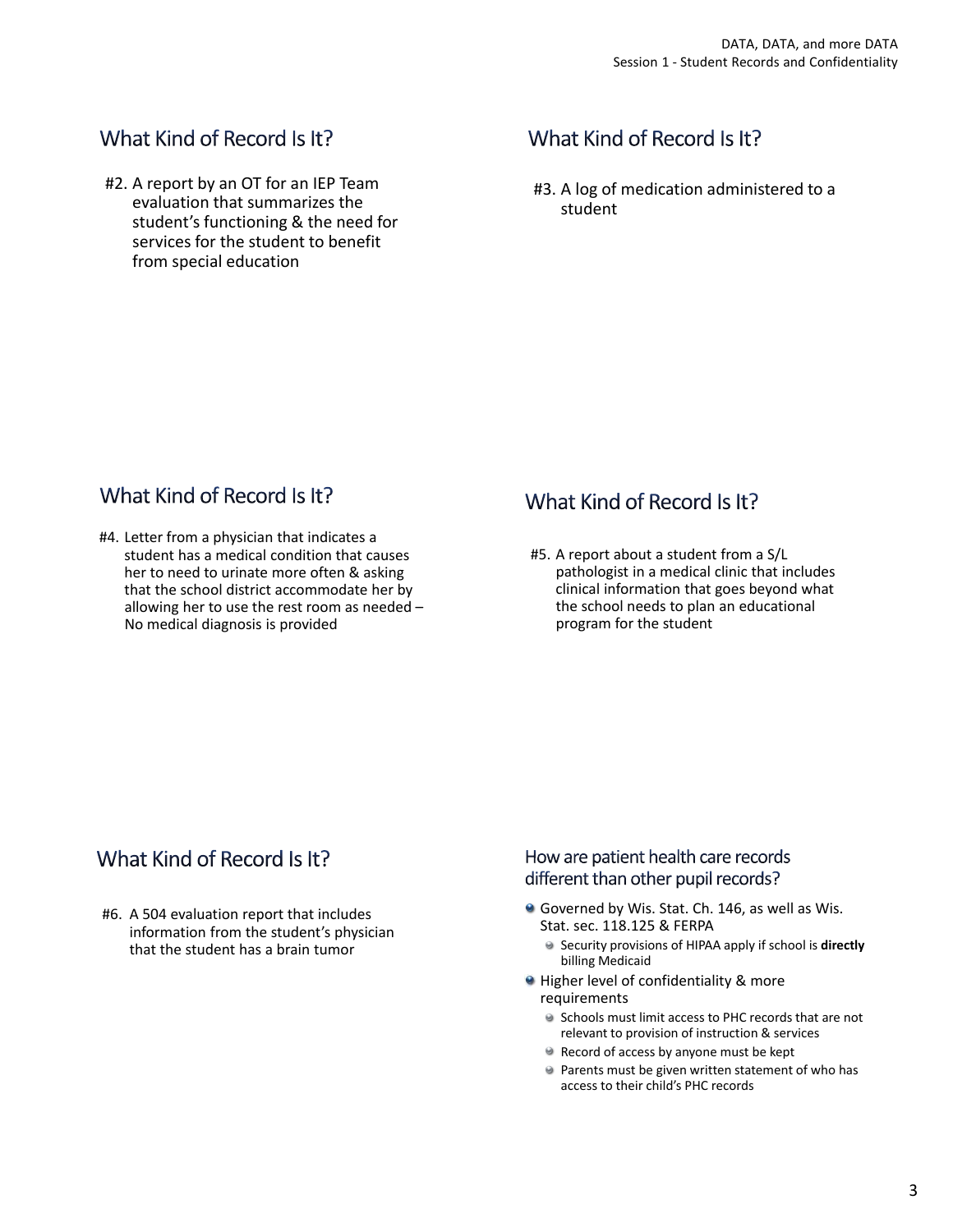## What Kind of Record Is It?

#2. A report by an OT for an IEP Team evaluation that summarizes the student's functioning & the need for services for the student to benefit from special education

## What Kind of Record Is It?

#3. A log of medication administered to a student

## What Kind of Record Is It?

#4. Letter from a physician that indicates a student has a medical condition that causes her to need to urinate more often & asking that the school district accommodate her by allowing her to use the rest room as needed – No medical diagnosis is provided

## What Kind of Record Is It?

#5. A report about a student from a S/L pathologist in a medical clinic that includes clinical information that goes beyond what the school needs to plan an educational program for the student

## What Kind of Record Is It?

#6. A 504 evaluation report that includes information from the student's physician that the student has a brain tumor

## How are patient health care records different than other pupil records?

- Governed by Wis. Stat. Ch. 146, as well as Wis. Stat. sec. 118.125 & FERPA
  - Security provisions of HIPAA apply if school is **directly** billing Medicaid
- Higher level of confidentiality & more requirements
  - Schools must limit access to PHC records that are not relevant to provision of instruction & services
  - Record of access by anyone must be kept
  - Parents must be given written statement of who has access to their child's PHC records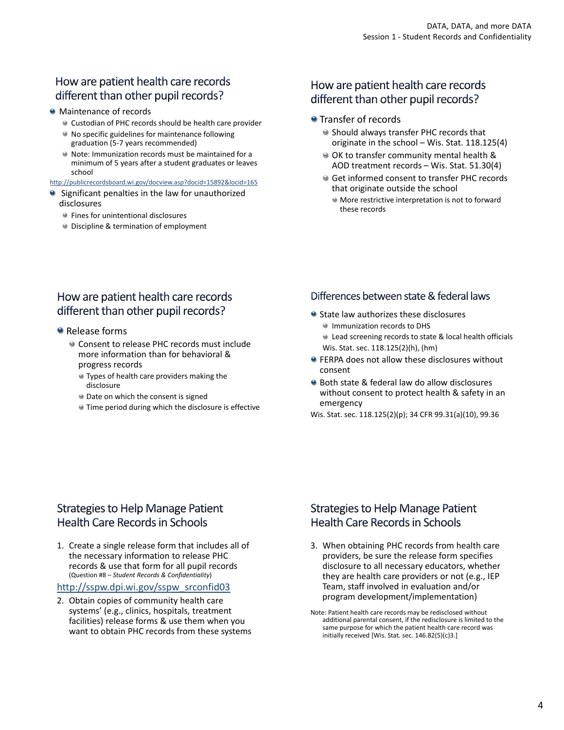## How are patient health care records different than other pupil records?

- Maintenance of records
  - Custodian of PHC records should be health care provider
  - No specific guidelines for maintenance following graduation (5-7 years recommended)
  - Note: Immunization records must be maintained for a minimum of 5 years after a student graduates or leaves school

http://publicrecordsboard.wi.gov/docview.asp?docid=15892&locid=165

- Significant penalties in the law for unauthorized disclosures
  - Fines for unintentional disclosures
  - Discipline & termination of employment

## How are patient health care records different than other pupil records?

- Transfer of records
  - Should always transfer PHC records that originate in the school – Wis. Stat. 118.125(4)
  - OK to transfer community mental health & AOD treatment records – Wis. Stat. 51.30(4)
  - Get informed consent to transfer PHC records that originate outside the school
    - More restrictive interpretation is not to forward these records

## How are patient health care records different than other pupil records?

- Release forms
  - Consent to release PHC records must include more information than for behavioral & progress records
    - Types of health care providers making the disclosure
    - Date on which the consent is signed
    - Time period during which the disclosure is effective

## Differences between state & federal laws

- State law authorizes these disclosures
  - Immunization records to DHS
  - Lead screening records to state & local health officials

  Wis. Stat. sec. 118.125(2)(h), (hm)
- FERPA does not allow these disclosures without consent
- Both state & federal law do allow disclosures without consent to protect health & safety in an emergency

Wis. Stat. sec. 118.125(2)(p); 34 CFR 99.31(a)(10), 99.36

## Strategies to Help Manage Patient Health Care Records in Schools

1. Create a single release form that includes all of the necessary information to release PHC records & use that form for all pupil records (Question #8 – *Student Records & Confidentiality*)

   http://sspw.dpi.wi.gov/sspw_srconfid03
2. Obtain copies of community health care systems' (e.g., clinics, hospitals, treatment facilities) release forms & use them when you want to obtain PHC records from these systems

## Strategies to Help Manage Patient Health Care Records in Schools

3. When obtaining PHC records from health care providers, be sure the release form specifies disclosure to all necessary educators, whether they are health care providers or not (e.g., IEP Team, staff involved in evaluation and/or program development/implementation)

Note: Patient health care records may be redisclosed without additional parental consent, if the redisclosure is limited to the same purpose for which the patient health care record was initially received [Wis. Stat. sec. 146.82(5)(c)3.]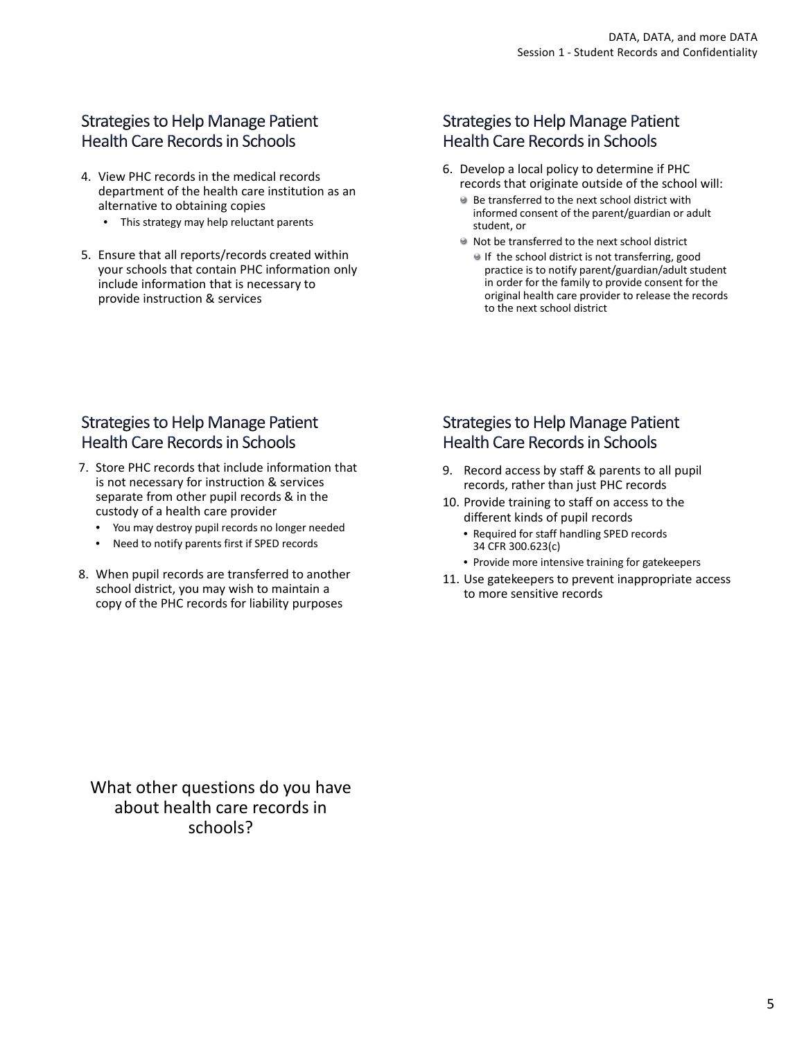## Strategies to Help Manage Patient Health Care Records in Schools

4. View PHC records in the medical records department of the health care institution as an alternative to obtaining copies
   - This strategy may help reluctant parents

5. Ensure that all reports/records created within your schools that contain PHC information only include information that is necessary to provide instruction & services

## Strategies to Help Manage Patient Health Care Records in Schools

6. Develop a local policy to determine if PHC records that originate outside of the school will:
   - Be transferred to the next school district with informed consent of the parent/guardian or adult student, or
   - Not be transferred to the next school district
     - If the school district is not transferring, good practice is to notify parent/guardian/adult student in order for the family to provide consent for the original health care provider to release the records to the next school district

## Strategies to Help Manage Patient Health Care Records in Schools

7. Store PHC records that include information that is not necessary for instruction & services separate from other pupil records & in the custody of a health care provider
   - You may destroy pupil records no longer needed
   - Need to notify parents first if SPED records

8. When pupil records are transferred to another school district, you may wish to maintain a copy of the PHC records for liability purposes

## Strategies to Help Manage Patient Health Care Records in Schools

9. Record access by staff & parents to all pupil records, rather than just PHC records
10. Provide training to staff on access to the different kinds of pupil records
    - Required for staff handling SPED records 34 CFR 300.623(c)
    - Provide more intensive training for gatekeepers
11. Use gatekeepers to prevent inappropriate access to more sensitive records

What other questions do you have about health care records in schools?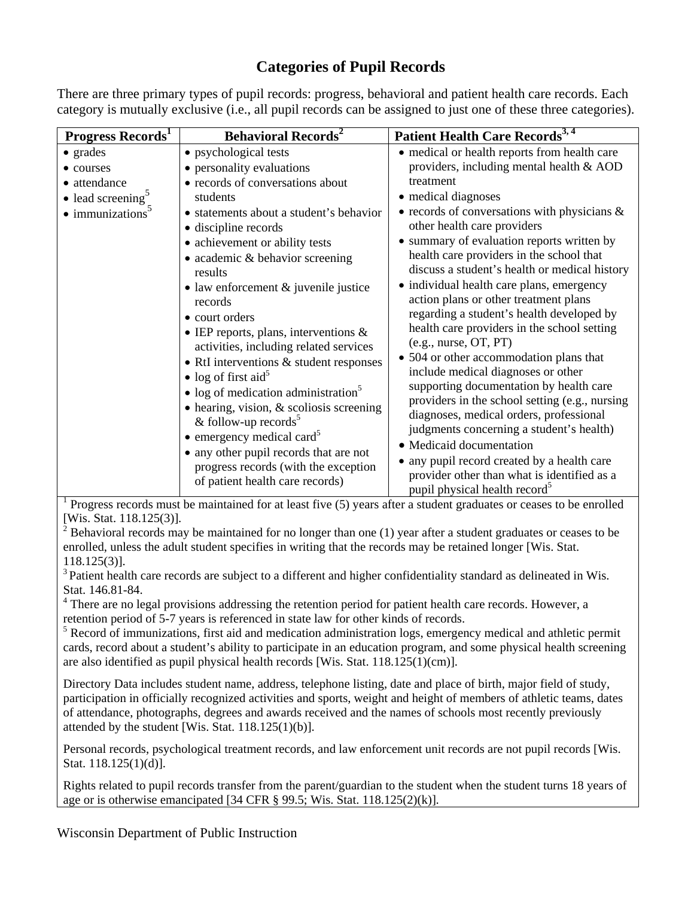# Categories of Pupil Records

There are three primary types of pupil records: progress, behavioral and patient health care records. Each category is mutually exclusive (i.e., all pupil records can be assigned to just one of these three categories).

| Progress Records[1] | Behavioral Records[2] | Patient Health Care Records[3, 4] |
|---|---|---|
| • grades<br>• courses<br>• attendance<br>• lead screening[5]<br>• immunizations[5] | • psychological tests<br>• personality evaluations<br>• records of conversations about students<br>• statements about a student's behavior<br>• discipline records<br>• achievement or ability tests<br>• academic & behavior screening results<br>• law enforcement & juvenile justice records<br>• court orders<br>• IEP reports, plans, interventions & activities, including related services<br>• RtI interventions & student responses<br>• log of first aid[5]<br>• log of medication administration[5]<br>• hearing, vision, & scoliosis screening & follow-up records[5]<br>• emergency medical card[5]<br>• any other pupil records that are not progress records (with the exception of patient health care records) | • medical or health reports from health care providers, including mental health & AOD treatment<br>• medical diagnoses<br>• records of conversations with physicians & other health care providers<br>• summary of evaluation reports written by health care providers in the school that discuss a student's health or medical history<br>• individual health care plans, emergency action plans or other treatment plans regarding a student's health developed by health care providers in the school setting (e.g., nurse, OT, PT)<br>• 504 or other accommodation plans that include medical diagnoses or other supporting documentation by health care providers in the school setting (e.g., nursing diagnoses, medical orders, professional judgments concerning a student's health)<br>• Medicaid documentation<br>• any pupil record created by a health care provider other than what is identified as a pupil physical health record[5] |

[1] Progress records must be maintained for at least five (5) years after a student graduates or ceases to be enrolled [Wis. Stat. 118.125(3)].

[2] Behavioral records may be maintained for no longer than one (1) year after a student graduates or ceases to be enrolled, unless the adult student specifies in writing that the records may be retained longer [Wis. Stat. 118.125(3)].

[3] Patient health care records are subject to a different and higher confidentiality standard as delineated in Wis. Stat. 146.81-84.

[4] There are no legal provisions addressing the retention period for patient health care records. However, a retention period of 5-7 years is referenced in state law for other kinds of records.

[5] Record of immunizations, first aid and medication administration logs, emergency medical and athletic permit cards, record about a student's ability to participate in an education program, and some physical health screening are also identified as pupil physical health records [Wis. Stat. 118.125(1)(cm)].

Directory Data includes student name, address, telephone listing, date and place of birth, major field of study, participation in officially recognized activities and sports, weight and height of members of athletic teams, dates of attendance, photographs, degrees and awards received and the names of schools most recently previously attended by the student [Wis. Stat. 118.125(1)(b)].

Personal records, psychological treatment records, and law enforcement unit records are not pupil records [Wis. Stat. 118.125(1)(d)].

Rights related to pupil records transfer from the parent/guardian to the student when the student turns 18 years of age or is otherwise emancipated [34 CFR § 99.5; Wis. Stat. 118.125(2)(k)].

Wisconsin Department of Public Instruction